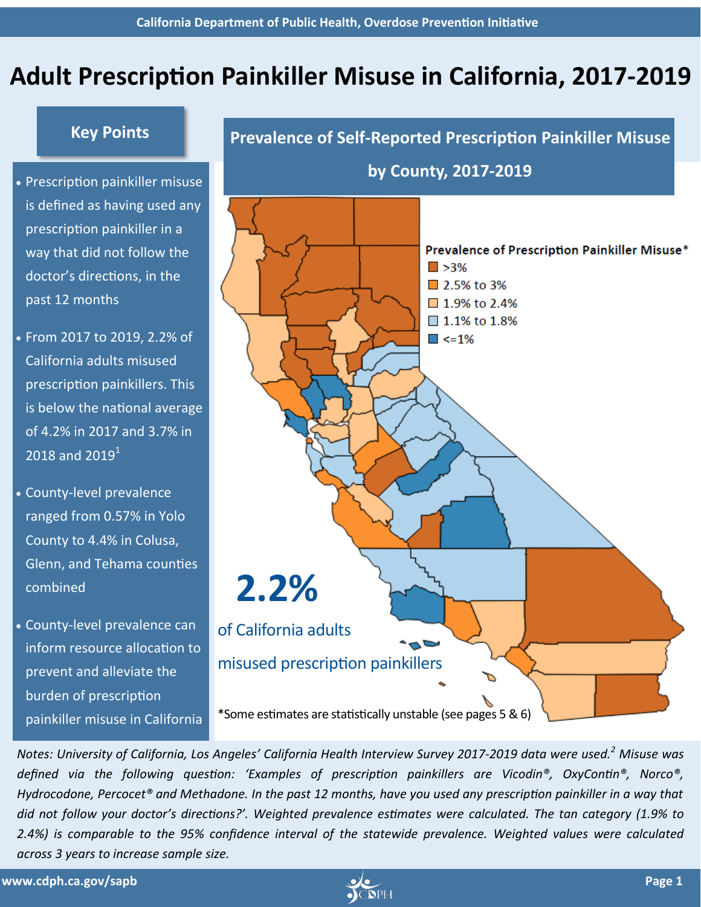California Department of Public Health, Overdose Prevention Initiative

# Adult Prescription Painkiller Misuse in California, 2017-2019

## Key Points

- Prescription painkiller misuse is defined as having used any prescription painkiller in a way that did not follow the doctor's directions, in the past 12 months
- From 2017 to 2019, 2.2% of California adults misused prescription painkillers. This is below the national average of 4.2% in 2017 and 3.7% in 2018 and 2019[1]
- County-level prevalence ranged from 0.57% in Yolo County to 4.4% in Colusa, Glenn, and Tehama counties combined
- County-level prevalence can inform resource allocation to prevent and alleviate the burden of prescription painkiller misuse in California

## Prevalence of Self-Reported Prescription Painkiller Misuse by County, 2017-2019

Prevalence of Prescription Painkiller Misuse*

- >3%
- 2.5% to 3%
- 1.9% to 2.4%
- 1.1% to 1.8%
- <=1%

**2.2%**

of California adults misused prescription painkillers

*Some estimates are statistically unstable (see pages 5 & 6)

*Notes: University of California, Los Angeles' California Health Interview Survey 2017-2019 data were used.[2] Misuse was defined via the following question: 'Examples of prescription painkillers are Vicodin®, OxyContin®, Norco®, Hydrocodone, Percocet® and Methadone. In the past 12 months, have you used any prescription painkiller in a way that did not follow your doctor's directions?'. Weighted prevalence estimates were calculated. The tan category (1.9% to 2.4%) is comparable to the 95% confidence interval of the statewide prevalence. Weighted values were calculated across 3 years to increase sample size.*

www.cdph.ca.gov/sapb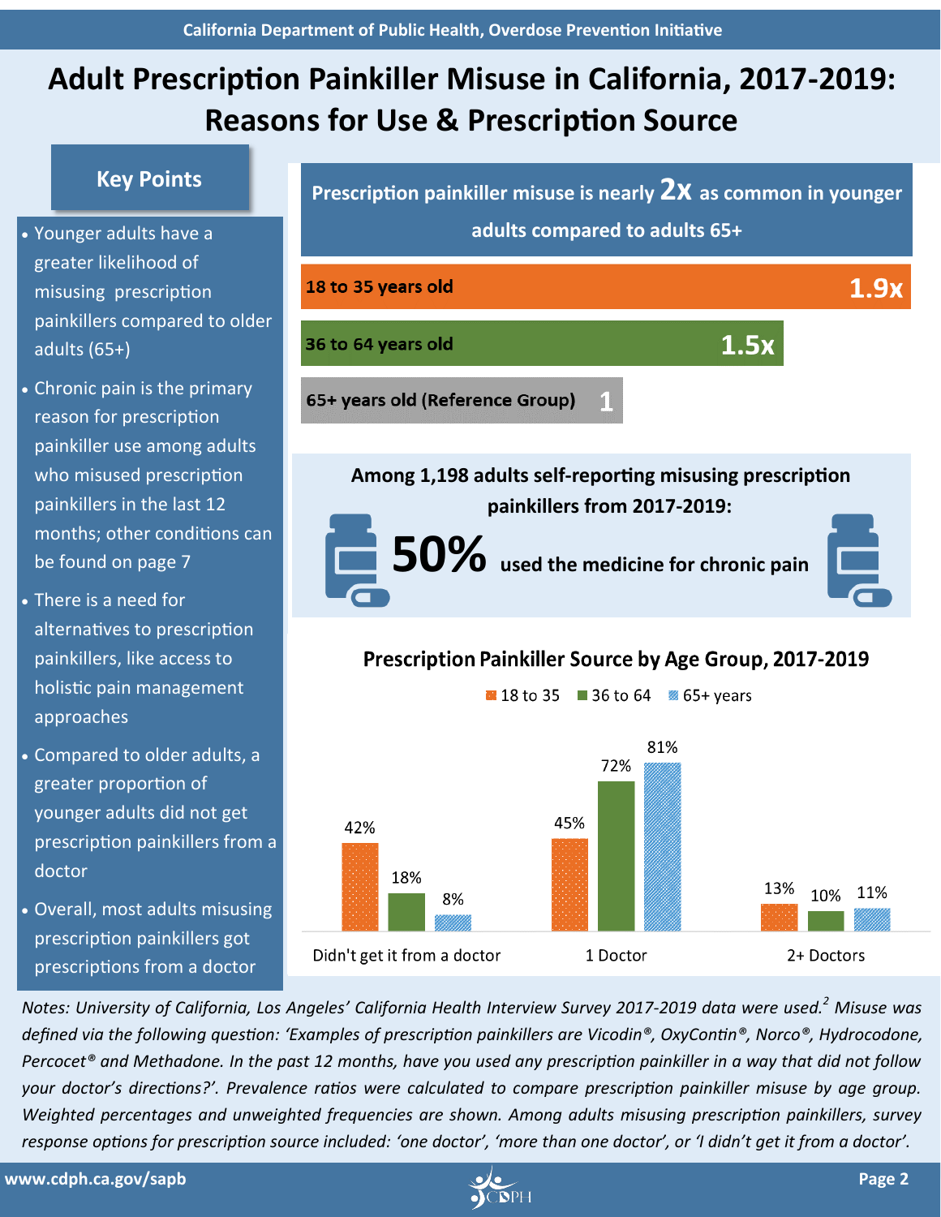California Department of Public Health, Overdose Prevention Initiative

# Adult Prescription Painkiller Misuse in California, 2017-2019: Reasons for Use & Prescription Source

## Key Points

- Younger adults have a greater likelihood of misusing prescription painkillers compared to older adults (65+)
- Chronic pain is the primary reason for prescription painkiller use among adults who misused prescription painkillers in the last 12 months; other conditions can be found on page 7
- There is a need for alternatives to prescription painkillers, like access to holistic pain management approaches
- Compared to older adults, a greater proportion of younger adults did not get prescription painkillers from a doctor
- Overall, most adults misusing prescription painkillers got prescriptions from a doctor

**Prescription painkiller misuse is nearly 2x as common in younger adults compared to adults 65+**

| Age Group | Prevalence Ratio |
| --- | --- |
| 18 to 35 years old | 1.9x |
| 36 to 64 years old | 1.5x |
| 65+ years old (Reference Group) | 1 |

**Among 1,198 adults self-reporting misusing prescription painkillers from 2017-2019:**

**50%** used the medicine for chronic pain

### Prescription Painkiller Source by Age Group, 2017-2019

| Source | 18 to 35 | 36 to 64 | 65+ years |
| --- | --- | --- | --- |
| Didn't get it from a doctor | 42% | 18% | 8% |
| 1 Doctor | 45% | 72% | 81% |
| 2+ Doctors | 13% | 10% | 11% |

*Notes: University of California, Los Angeles' California Health Interview Survey 2017-2019 data were used.[2] Misuse was defined via the following question: 'Examples of prescription painkillers are Vicodin®, OxyContin®, Norco®, Hydrocodone, Percocet® and Methadone. In the past 12 months, have you used any prescription painkiller in a way that did not follow your doctor's directions?'. Prevalence ratios were calculated to compare prescription painkiller misuse by age group. Weighted percentages and unweighted frequencies are shown. Among adults misusing prescription painkillers, survey response options for prescription source included: 'one doctor', 'more than one doctor', or 'I didn't get it from a doctor'.*

www.cdph.ca.gov/sapb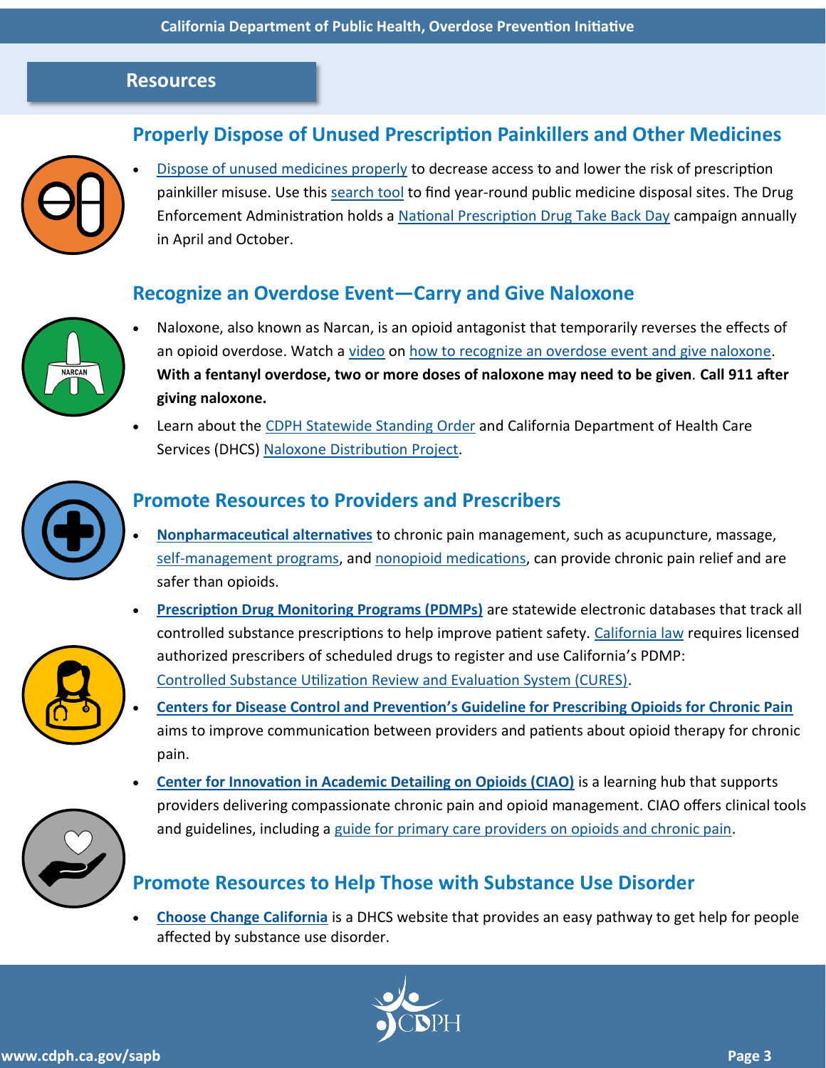## Resources

### Properly Dispose of Unused Prescription Painkillers and Other Medicines

- Dispose of unused medicines properly to decrease access to and lower the risk of prescription painkiller misuse. Use this search tool to find year-round public medicine disposal sites. The Drug Enforcement Administration holds a National Prescription Drug Take Back Day campaign annually in April and October.

### Recognize an Overdose Event—Carry and Give Naloxone

- Naloxone, also known as Narcan, is an opioid antagonist that temporarily reverses the effects of an opioid overdose. Watch a video on how to recognize an overdose event and give naloxone. **With a fentanyl overdose, two or more doses of naloxone may need to be given**. **Call 911 after giving naloxone.**
- Learn about the CDPH Statewide Standing Order and California Department of Health Care Services (DHCS) Naloxone Distribution Project.

### Promote Resources to Providers and Prescribers

- **Nonpharmaceutical alternatives** to chronic pain management, such as acupuncture, massage, self-management programs, and nonopioid medications, can provide chronic pain relief and are safer than opioids.
- **Prescription Drug Monitoring Programs (PDMPs)** are statewide electronic databases that track all controlled substance prescriptions to help improve patient safety. California law requires licensed authorized prescribers of scheduled drugs to register and use California's PDMP: Controlled Substance Utilization Review and Evaluation System (CURES).
- **Centers for Disease Control and Prevention's Guideline for Prescribing Opioids for Chronic Pain** aims to improve communication between providers and patients about opioid therapy for chronic pain.
- **Center for Innovation in Academic Detailing on Opioids (CIAO)** is a learning hub that supports providers delivering compassionate chronic pain and opioid management. CIAO offers clinical tools and guidelines, including a guide for primary care providers on opioids and chronic pain.

### Promote Resources to Help Those with Substance Use Disorder

- **Choose Change California** is a DHCS website that provides an easy pathway to get help for people affected by substance use disorder.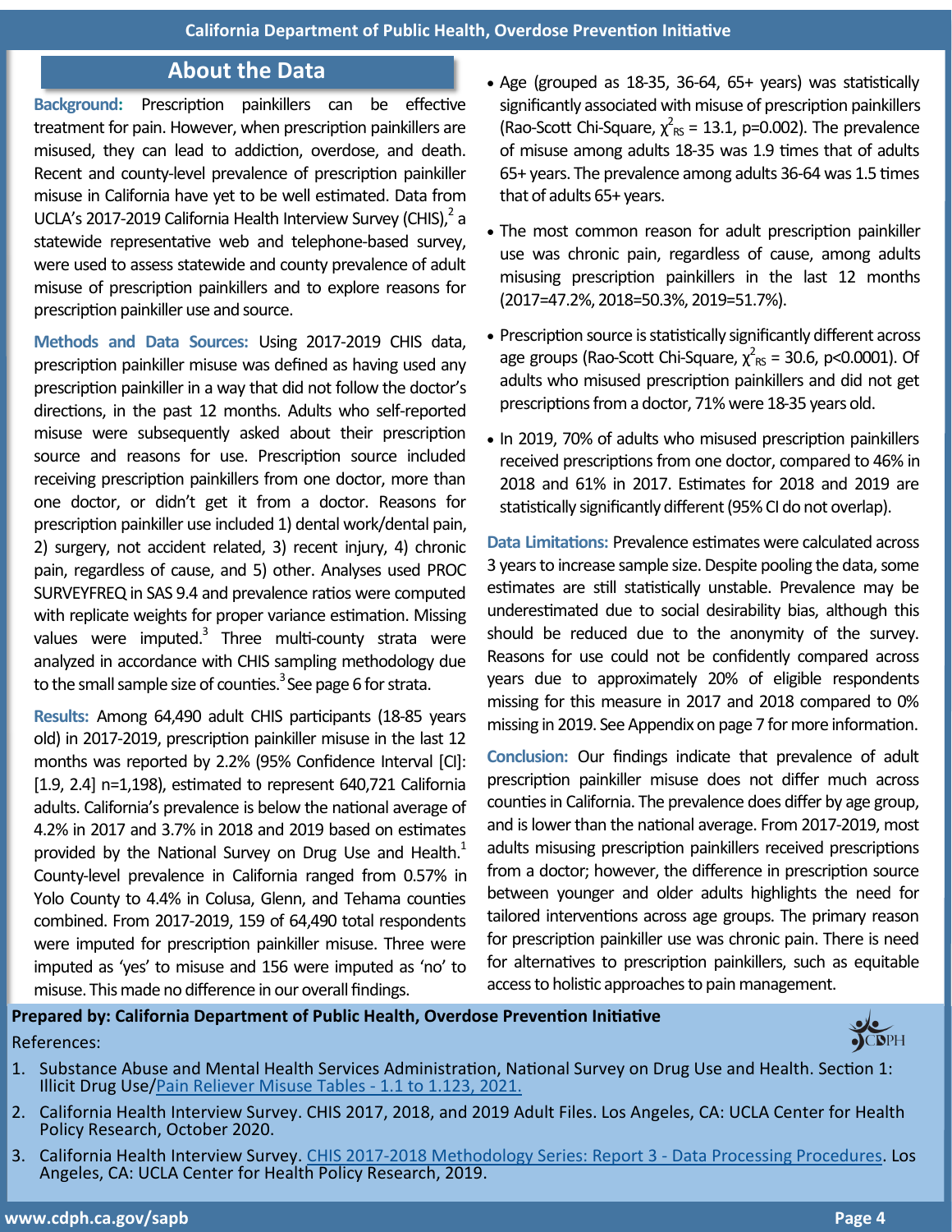## About the Data

**Background:** Prescription painkillers can be effective treatment for pain. However, when prescription painkillers are misused, they can lead to addiction, overdose, and death. Recent and county-level prevalence of prescription painkiller misuse in California have yet to be well estimated. Data from UCLA's 2017-2019 California Health Interview Survey (CHIS),[2] a statewide representative web and telephone-based survey, were used to assess statewide and county prevalence of adult misuse of prescription painkillers and to explore reasons for prescription painkiller use and source.

**Methods and Data Sources:** Using 2017-2019 CHIS data, prescription painkiller misuse was defined as having used any prescription painkiller in a way that did not follow the doctor's directions, in the past 12 months. Adults who self-reported misuse were subsequently asked about their prescription source and reasons for use. Prescription source included receiving prescription painkillers from one doctor, more than one doctor, or didn't get it from a doctor. Reasons for prescription painkiller use included 1) dental work/dental pain, 2) surgery, not accident related, 3) recent injury, 4) chronic pain, regardless of cause, and 5) other. Analyses used PROC SURVEYFREQ in SAS 9.4 and prevalence ratios were computed with replicate weights for proper variance estimation. Missing values were imputed.[3] Three multi-county strata were analyzed in accordance with CHIS sampling methodology due to the small sample size of counties.[3] See page 6 for strata.

**Results:** Among 64,490 adult CHIS participants (18-85 years old) in 2017-2019, prescription painkiller misuse in the last 12 months was reported by 2.2% (95% Confidence Interval [CI]: [1.9, 2.4] n=1,198), estimated to represent 640,721 California adults. California's prevalence is below the national average of 4.2% in 2017 and 3.7% in 2018 and 2019 based on estimates provided by the National Survey on Drug Use and Health.[1] County-level prevalence in California ranged from 0.57% in Yolo County to 4.4% in Colusa, Glenn, and Tehama counties combined. From 2017-2019, 159 of 64,490 total respondents were imputed for prescription painkiller misuse. Three were imputed as 'yes' to misuse and 156 were imputed as 'no' to misuse. This made no difference in our overall findings.

- Age (grouped as 18-35, 36-64, 65+ years) was statistically significantly associated with misuse of prescription painkillers (Rao-Scott Chi-Square, $\chi^2_{RS} = 13.1$, p=0.002). The prevalence of misuse among adults 18-35 was 1.9 times that of adults 65+ years. The prevalence among adults 36-64 was 1.5 times that of adults 65+ years.
- The most common reason for adult prescription painkiller use was chronic pain, regardless of cause, among adults misusing prescription painkillers in the last 12 months (2017=47.2%, 2018=50.3%, 2019=51.7%).
- Prescription source is statistically significantly different across age groups (Rao-Scott Chi-Square, $\chi^2_{RS} = 30.6$, p<0.0001). Of adults who misused prescription painkillers and did not get prescriptions from a doctor, 71% were 18-35 years old.
- In 2019, 70% of adults who misused prescription painkillers received prescriptions from one doctor, compared to 46% in 2018 and 61% in 2017. Estimates for 2018 and 2019 are statistically significantly different (95% CI do not overlap).

**Data Limitations:** Prevalence estimates were calculated across 3 years to increase sample size. Despite pooling the data, some estimates are still statistically unstable. Prevalence may be underestimated due to social desirability bias, although this should be reduced due to the anonymity of the survey. Reasons for use could not be confidently compared across years due to approximately 20% of eligible respondents missing for this measure in 2017 and 2018 compared to 0% missing in 2019. See Appendix on page 7 for more information.

**Conclusion:** Our findings indicate that prevalence of adult prescription painkiller misuse does not differ much across counties in California. The prevalence does differ by age group, and is lower than the national average. From 2017-2019, most adults misusing prescription painkillers received prescriptions from a doctor; however, the difference in prescription source between younger and older adults highlights the need for tailored interventions across age groups. The primary reason for prescription painkiller use was chronic pain. There is need for alternatives to prescription painkillers, such as equitable access to holistic approaches to pain management.

**Prepared by: California Department of Public Health, Overdose Prevention Initiative**

References:

1. Substance Abuse and Mental Health Services Administration, National Survey on Drug Use and Health. Section 1: Illicit Drug Use/Pain Reliever Misuse Tables - 1.1 to 1.123, 2021.
2. California Health Interview Survey. CHIS 2017, 2018, and 2019 Adult Files. Los Angeles, CA: UCLA Center for Health Policy Research, October 2020.
3. California Health Interview Survey. CHIS 2017-2018 Methodology Series: Report 3 - Data Processing Procedures. Los Angeles, CA: UCLA Center for Health Policy Research, 2019.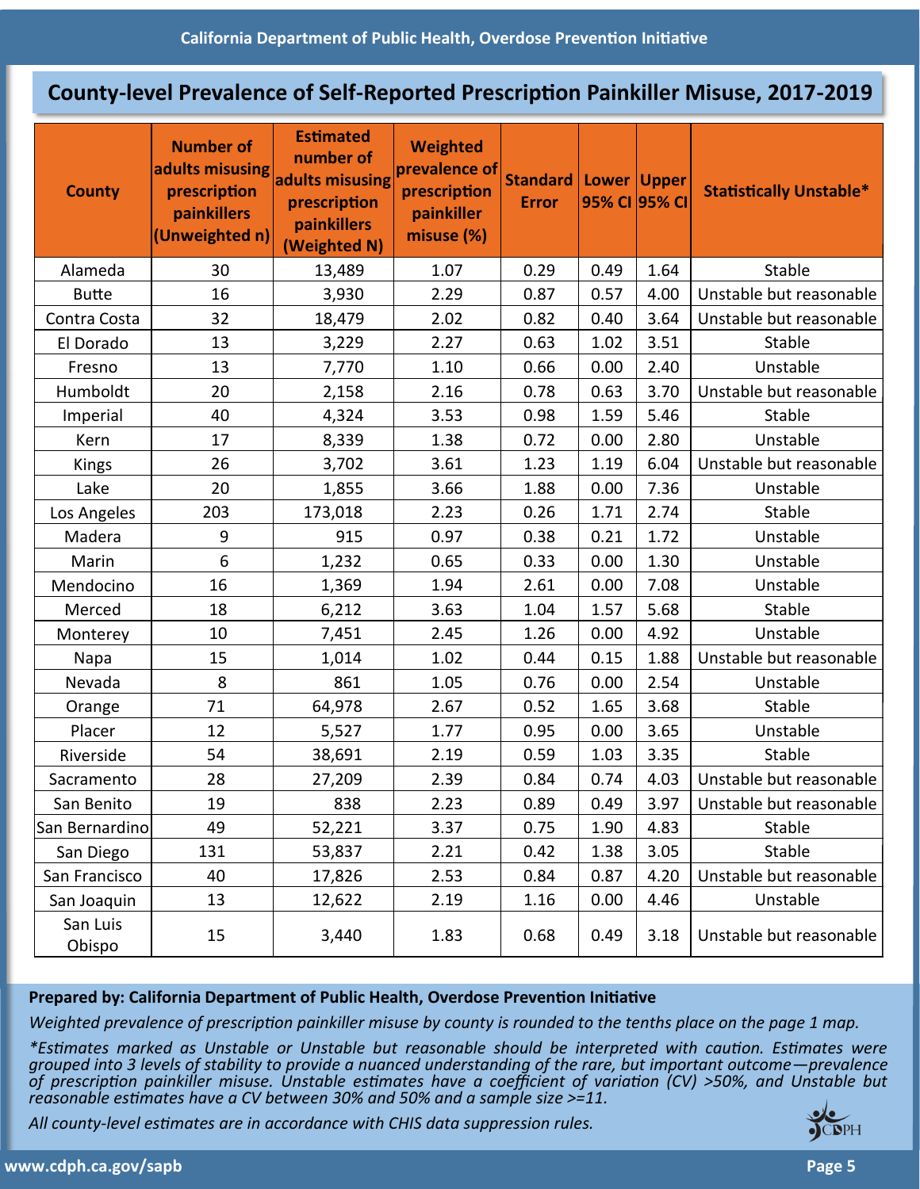## County-level Prevalence of Self-Reported Prescription Painkiller Misuse, 2017-2019

| County | Number of adults misusing prescription painkillers (Unweighted n) | Estimated number of adults misusing prescription painkillers (Weighted N) | Weighted prevalence of prescription painkiller misuse (%) | Standard Error | Lower 95% CI | Upper 95% CI | Statistically Unstable* |
|---|---|---|---|---|---|---|---|
| Alameda | 30 | 13,489 | 1.07 | 0.29 | 0.49 | 1.64 | Stable |
| Butte | 16 | 3,930 | 2.29 | 0.87 | 0.57 | 4.00 | Unstable but reasonable |
| Contra Costa | 32 | 18,479 | 2.02 | 0.82 | 0.40 | 3.64 | Unstable but reasonable |
| El Dorado | 13 | 3,229 | 2.27 | 0.63 | 1.02 | 3.51 | Stable |
| Fresno | 13 | 7,770 | 1.10 | 0.66 | 0.00 | 2.40 | Unstable |
| Humboldt | 20 | 2,158 | 2.16 | 0.78 | 0.63 | 3.70 | Unstable but reasonable |
| Imperial | 40 | 4,324 | 3.53 | 0.98 | 1.59 | 5.46 | Stable |
| Kern | 17 | 8,339 | 1.38 | 0.72 | 0.00 | 2.80 | Unstable |
| Kings | 26 | 3,702 | 3.61 | 1.23 | 1.19 | 6.04 | Unstable but reasonable |
| Lake | 20 | 1,855 | 3.66 | 1.88 | 0.00 | 7.36 | Unstable |
| Los Angeles | 203 | 173,018 | 2.23 | 0.26 | 1.71 | 2.74 | Stable |
| Madera | 9 | 915 | 0.97 | 0.38 | 0.21 | 1.72 | Unstable |
| Marin | 6 | 1,232 | 0.65 | 0.33 | 0.00 | 1.30 | Unstable |
| Mendocino | 16 | 1,369 | 1.94 | 2.61 | 0.00 | 7.08 | Unstable |
| Merced | 18 | 6,212 | 3.63 | 1.04 | 1.57 | 5.68 | Stable |
| Monterey | 10 | 7,451 | 2.45 | 1.26 | 0.00 | 4.92 | Unstable |
| Napa | 15 | 1,014 | 1.02 | 0.44 | 0.15 | 1.88 | Unstable but reasonable |
| Nevada | 8 | 861 | 1.05 | 0.76 | 0.00 | 2.54 | Unstable |
| Orange | 71 | 64,978 | 2.67 | 0.52 | 1.65 | 3.68 | Stable |
| Placer | 12 | 5,527 | 1.77 | 0.95 | 0.00 | 3.65 | Unstable |
| Riverside | 54 | 38,691 | 2.19 | 0.59 | 1.03 | 3.35 | Stable |
| Sacramento | 28 | 27,209 | 2.39 | 0.84 | 0.74 | 4.03 | Unstable but reasonable |
| San Benito | 19 | 838 | 2.23 | 0.89 | 0.49 | 3.97 | Unstable but reasonable |
| San Bernardino | 49 | 52,221 | 3.37 | 0.75 | 1.90 | 4.83 | Stable |
| San Diego | 131 | 53,837 | 2.21 | 0.42 | 1.38 | 3.05 | Stable |
| San Francisco | 40 | 17,826 | 2.53 | 0.84 | 0.87 | 4.20 | Unstable but reasonable |
| San Joaquin | 13 | 12,622 | 2.19 | 1.16 | 0.00 | 4.46 | Unstable |
| San Luis Obispo | 15 | 3,440 | 1.83 | 0.68 | 0.49 | 3.18 | Unstable but reasonable |

**Prepared by: California Department of Public Health, Overdose Prevention Initiative**

*Weighted prevalence of prescription painkiller misuse by county is rounded to the tenths place on the page 1 map.*

*\*Estimates marked as Unstable or Unstable but reasonable should be interpreted with caution. Estimates were grouped into 3 levels of stability to provide a nuanced understanding of the rare, but important outcome—prevalence of prescription painkiller misuse. Unstable estimates have a coefficient of variation (CV) >50%, and Unstable but reasonable estimates have a CV between 30% and 50% and a sample size >=11.*

*All county-level estimates are in accordance with CHIS data suppression rules.*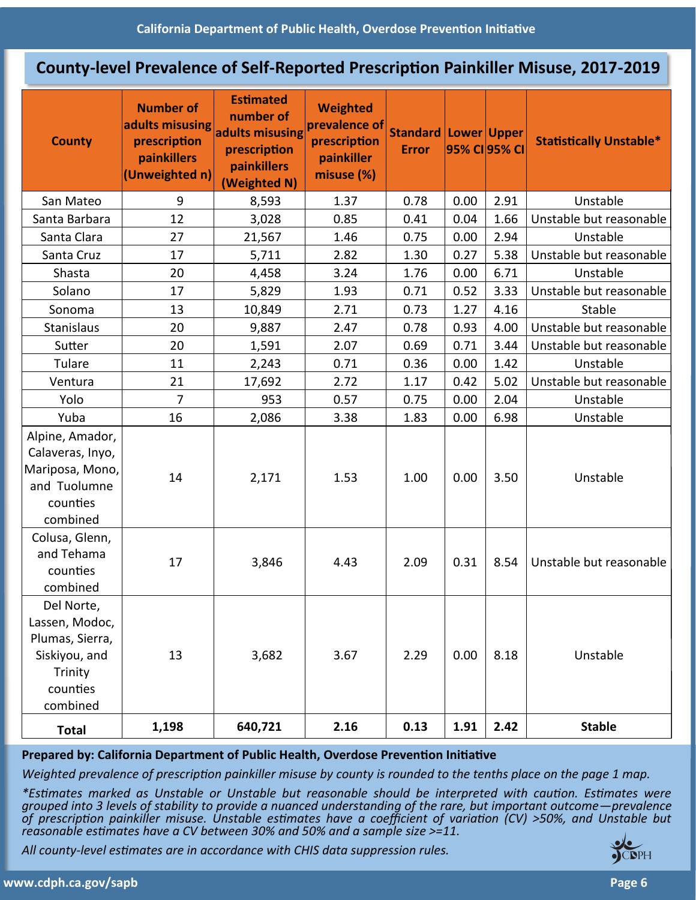## County-level Prevalence of Self-Reported Prescription Painkiller Misuse, 2017-2019

| County | Number of adults misusing prescription painkillers (Unweighted n) | Estimated number of adults misusing prescription painkillers (Weighted N) | Weighted prevalence of prescription painkiller misuse (%) | Standard Error | Lower 95% CI | Upper 95% CI | Statistically Unstable* |
|---|---|---|---|---|---|---|---|
| San Mateo | 9 | 8,593 | 1.37 | 0.78 | 0.00 | 2.91 | Unstable |
| Santa Barbara | 12 | 3,028 | 0.85 | 0.41 | 0.04 | 1.66 | Unstable but reasonable |
| Santa Clara | 27 | 21,567 | 1.46 | 0.75 | 0.00 | 2.94 | Unstable |
| Santa Cruz | 17 | 5,711 | 2.82 | 1.30 | 0.27 | 5.38 | Unstable but reasonable |
| Shasta | 20 | 4,458 | 3.24 | 1.76 | 0.00 | 6.71 | Unstable |
| Solano | 17 | 5,829 | 1.93 | 0.71 | 0.52 | 3.33 | Unstable but reasonable |
| Sonoma | 13 | 10,849 | 2.71 | 0.73 | 1.27 | 4.16 | Stable |
| Stanislaus | 20 | 9,887 | 2.47 | 0.78 | 0.93 | 4.00 | Unstable but reasonable |
| Sutter | 20 | 1,591 | 2.07 | 0.69 | 0.71 | 3.44 | Unstable but reasonable |
| Tulare | 11 | 2,243 | 0.71 | 0.36 | 0.00 | 1.42 | Unstable |
| Ventura | 21 | 17,692 | 2.72 | 1.17 | 0.42 | 5.02 | Unstable but reasonable |
| Yolo | 7 | 953 | 0.57 | 0.75 | 0.00 | 2.04 | Unstable |
| Yuba | 16 | 2,086 | 3.38 | 1.83 | 0.00 | 6.98 | Unstable |
| Alpine, Amador, Calaveras, Inyo, Mariposa, Mono, and Tuolumne counties combined | 14 | 2,171 | 1.53 | 1.00 | 0.00 | 3.50 | Unstable |
| Colusa, Glenn, and Tehama counties combined | 17 | 3,846 | 4.43 | 2.09 | 0.31 | 8.54 | Unstable but reasonable |
| Del Norte, Lassen, Modoc, Plumas, Sierra, Siskiyou, and Trinity counties combined | 13 | 3,682 | 3.67 | 2.29 | 0.00 | 8.18 | Unstable |
| **Total** | **1,198** | **640,721** | **2.16** | **0.13** | **1.91** | **2.42** | **Stable** |

**Prepared by: California Department of Public Health, Overdose Prevention Initiative**

*Weighted prevalence of prescription painkiller misuse by county is rounded to the tenths place on the page 1 map.*

*\*Estimates marked as Unstable or Unstable but reasonable should be interpreted with caution. Estimates were grouped into 3 levels of stability to provide a nuanced understanding of the rare, but important outcome—prevalence of prescription painkiller misuse. Unstable estimates have a coefficient of variation (CV) >50%, and Unstable but reasonable estimates have a CV between 30% and 50% and a sample size >=11.*

*All county-level estimates are in accordance with CHIS data suppression rules.*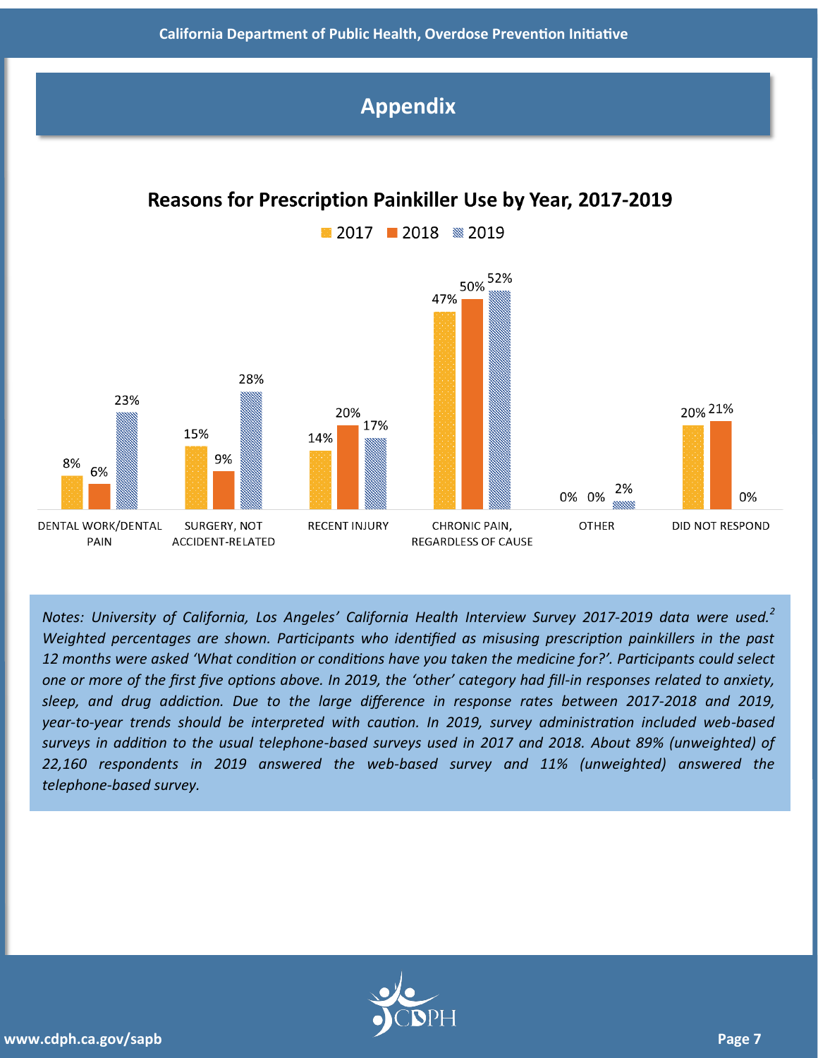# Appendix

## Reasons for Prescription Painkiller Use by Year, 2017-2019

2017 2018 2019

DENTAL WORK/DENTAL PAIN: 8% 6% 23%

SURGERY, NOT ACCIDENT-RELATED: 15% 9% 28%

RECENT INJURY: 14% 20% 17%

CHRONIC PAIN, REGARDLESS OF CAUSE: 47% 50% 52%

OTHER: 0% 0% 2%

DID NOT RESPOND: 20% 21% 0%

*Notes: University of California, Los Angeles' California Health Interview Survey 2017-2019 data were used.[2] Weighted percentages are shown. Participants who identified as misusing prescription painkillers in the past 12 months were asked 'What condition or conditions have you taken the medicine for?'. Participants could select one or more of the first five options above. In 2019, the 'other' category had fill-in responses related to anxiety, sleep, and drug addiction. Due to the large difference in response rates between 2017-2018 and 2019, year-to-year trends should be interpreted with caution. In 2019, survey administration included web-based surveys in addition to the usual telephone-based surveys used in 2017 and 2018. About 89% (unweighted) of 22,160 respondents in 2019 answered the web-based survey and 11% (unweighted) answered the telephone-based survey.*